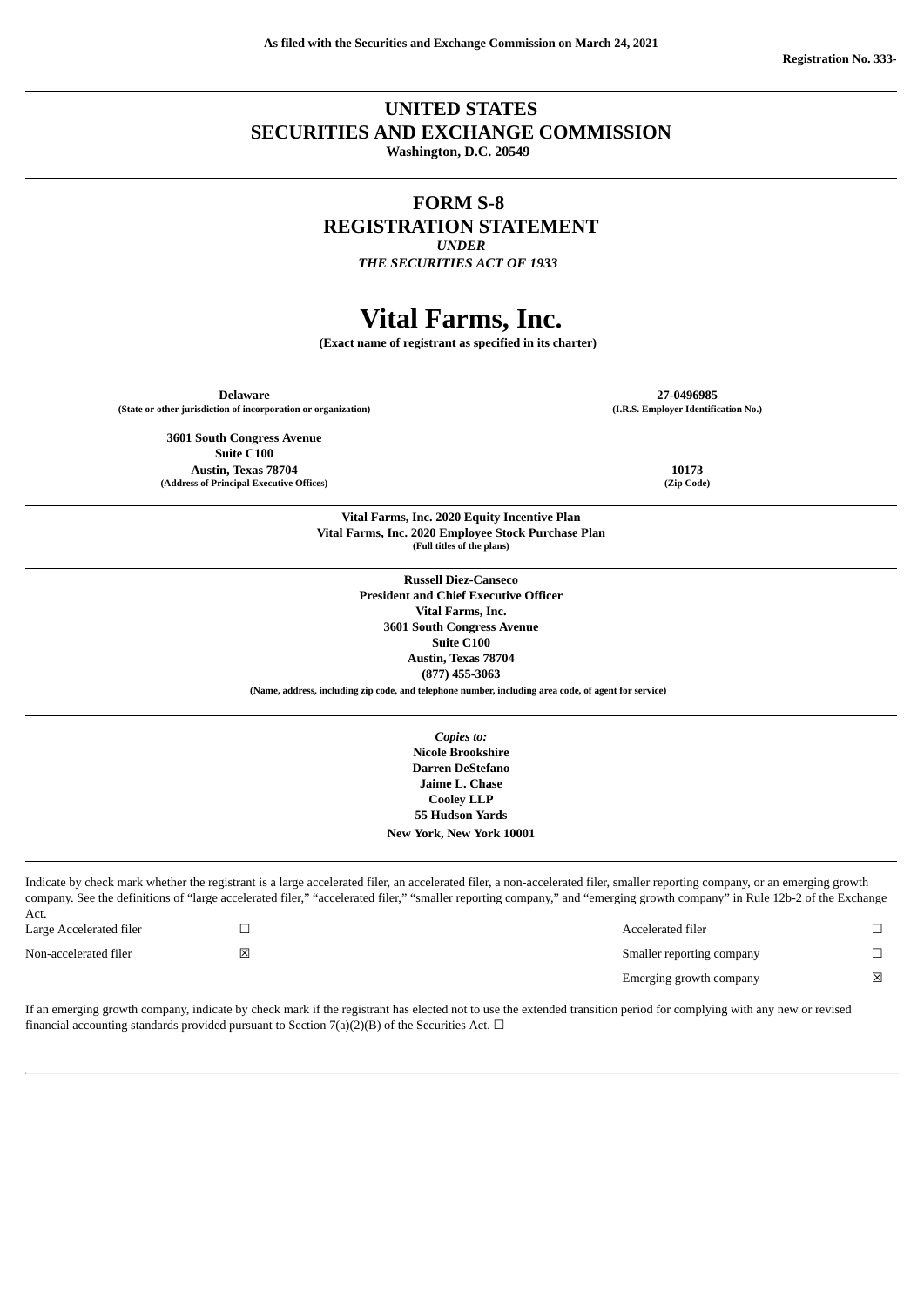**As filed with the Securities and Exchange Commission on March 24, 2021**

**Registration No. 333-**

---

# UNITED STATES
# SECURITIES AND EXCHANGE COMMISSION

**Washington, D.C. 20549**

---

## FORM S-8
## REGISTRATION STATEMENT

***UNDER***

***THE SECURITIES ACT OF 1933***

---

# Vital Farms, Inc.

**(Exact name of registrant as specified in its charter)**

---

| | |
|---|---|
| **Delaware** | **27-0496985** |
| **(State or other jurisdiction of incorporation or organization)** | **(I.R.S. Employer Identification No.)** |
| **3601 South Congress Avenue**<br>**Suite C100**<br>**Austin, Texas 78704** | **10173** |
| **(Address of Principal Executive Offices)** | **(Zip Code)** |

---

**Vital Farms, Inc. 2020 Equity Incentive Plan**
**Vital Farms, Inc. 2020 Employee Stock Purchase Plan**
**(Full titles of the plans)**

---

**Russell Diez-Canseco**
**President and Chief Executive Officer**
**Vital Farms, Inc.**
**3601 South Congress Avenue**
**Suite C100**
**Austin, Texas 78704**
**(877) 455-3063**
**(Name, address, including zip code, and telephone number, including area code, of agent for service)**

---

***Copies to:***
**Nicole Brookshire**
**Darren DeStefano**
**Jaime L. Chase**
**Cooley LLP**
**55 Hudson Yards**
**New York, New York 10001**

---

Indicate by check mark whether the registrant is a large accelerated filer, an accelerated filer, a non-accelerated filer, smaller reporting company, or an emerging growth company. See the definitions of "large accelerated filer," "accelerated filer," "smaller reporting company," and "emerging growth company" in Rule 12b-2 of the Exchange Act.

| | | | |
|---|---|---|---|
| Large Accelerated filer | ☐ | Accelerated filer | ☐ |
| Non-accelerated filer | ☒ | Smaller reporting company | ☐ |
| | | Emerging growth company | ☒ |

If an emerging growth company, indicate by check mark if the registrant has elected not to use the extended transition period for complying with any new or revised financial accounting standards provided pursuant to Section 7(a)(2)(B) of the Securities Act. ☐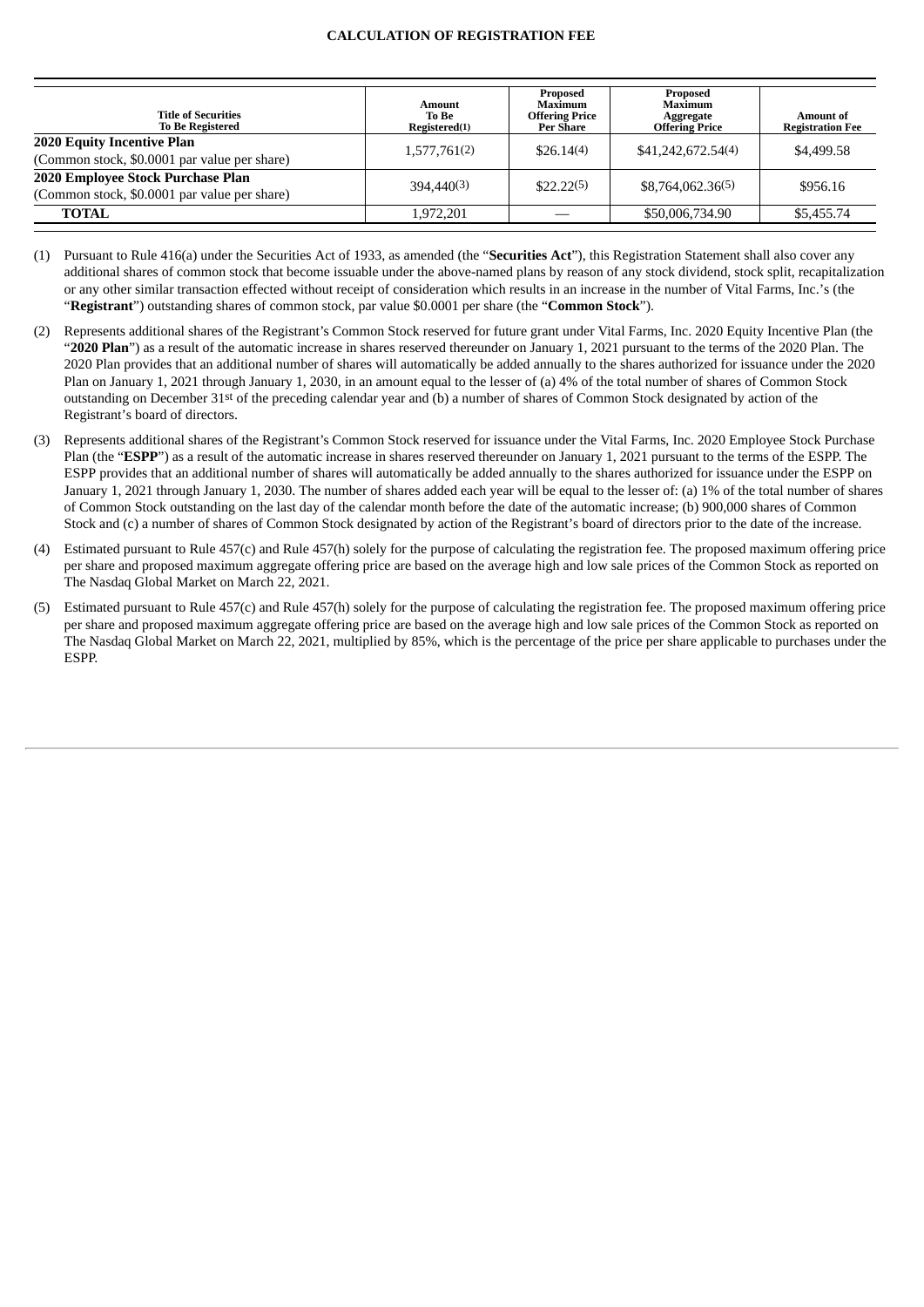**CALCULATION OF REGISTRATION FEE**

| Title of Securities To Be Registered | Amount To Be Registered(1) | Proposed Maximum Offering Price Per Share | Proposed Maximum Aggregate Offering Price | Amount of Registration Fee |
|---|---|---|---|---|
| **2020 Equity Incentive Plan** (Common stock, $0.0001 par value per share) | 1,577,761(2) | $26.14(4) | $41,242,672.54(4) | $4,499.58 |
| **2020 Employee Stock Purchase Plan** (Common stock, $0.0001 par value per share) | 394,440(3) | $22.22(5) | $8,764,062.36(5) | $956.16 |
| **TOTAL** | 1,972,201 | — | $50,006,734.90 | $5,455.74 |

(1) Pursuant to Rule 416(a) under the Securities Act of 1933, as amended (the "**Securities Act**"), this Registration Statement shall also cover any additional shares of common stock that become issuable under the above-named plans by reason of any stock dividend, stock split, recapitalization or any other similar transaction effected without receipt of consideration which results in an increase in the number of Vital Farms, Inc.'s (the "**Registrant**") outstanding shares of common stock, par value $0.0001 per share (the "**Common Stock**").

(2) Represents additional shares of the Registrant's Common Stock reserved for future grant under Vital Farms, Inc. 2020 Equity Incentive Plan (the "**2020 Plan**") as a result of the automatic increase in shares reserved thereunder on January 1, 2021 pursuant to the terms of the 2020 Plan. The 2020 Plan provides that an additional number of shares will automatically be added annually to the shares authorized for issuance under the 2020 Plan on January 1, 2021 through January 1, 2030, in an amount equal to the lesser of (a) 4% of the total number of shares of Common Stock outstanding on December 31st of the preceding calendar year and (b) a number of shares of Common Stock designated by action of the Registrant's board of directors.

(3) Represents additional shares of the Registrant's Common Stock reserved for issuance under the Vital Farms, Inc. 2020 Employee Stock Purchase Plan (the "**ESPP**") as a result of the automatic increase in shares reserved thereunder on January 1, 2021 pursuant to the terms of the ESPP. The ESPP provides that an additional number of shares will automatically be added annually to the shares authorized for issuance under the ESPP on January 1, 2021 through January 1, 2030. The number of shares added each year will be equal to the lesser of: (a) 1% of the total number of shares of Common Stock outstanding on the last day of the calendar month before the date of the automatic increase; (b) 900,000 shares of Common Stock and (c) a number of shares of Common Stock designated by action of the Registrant's board of directors prior to the date of the increase.

(4) Estimated pursuant to Rule 457(c) and Rule 457(h) solely for the purpose of calculating the registration fee. The proposed maximum offering price per share and proposed maximum aggregate offering price are based on the average high and low sale prices of the Common Stock as reported on The Nasdaq Global Market on March 22, 2021.

(5) Estimated pursuant to Rule 457(c) and Rule 457(h) solely for the purpose of calculating the registration fee. The proposed maximum offering price per share and proposed maximum aggregate offering price are based on the average high and low sale prices of the Common Stock as reported on The Nasdaq Global Market on March 22, 2021, multiplied by 85%, which is the percentage of the price per share applicable to purchases under the ESPP.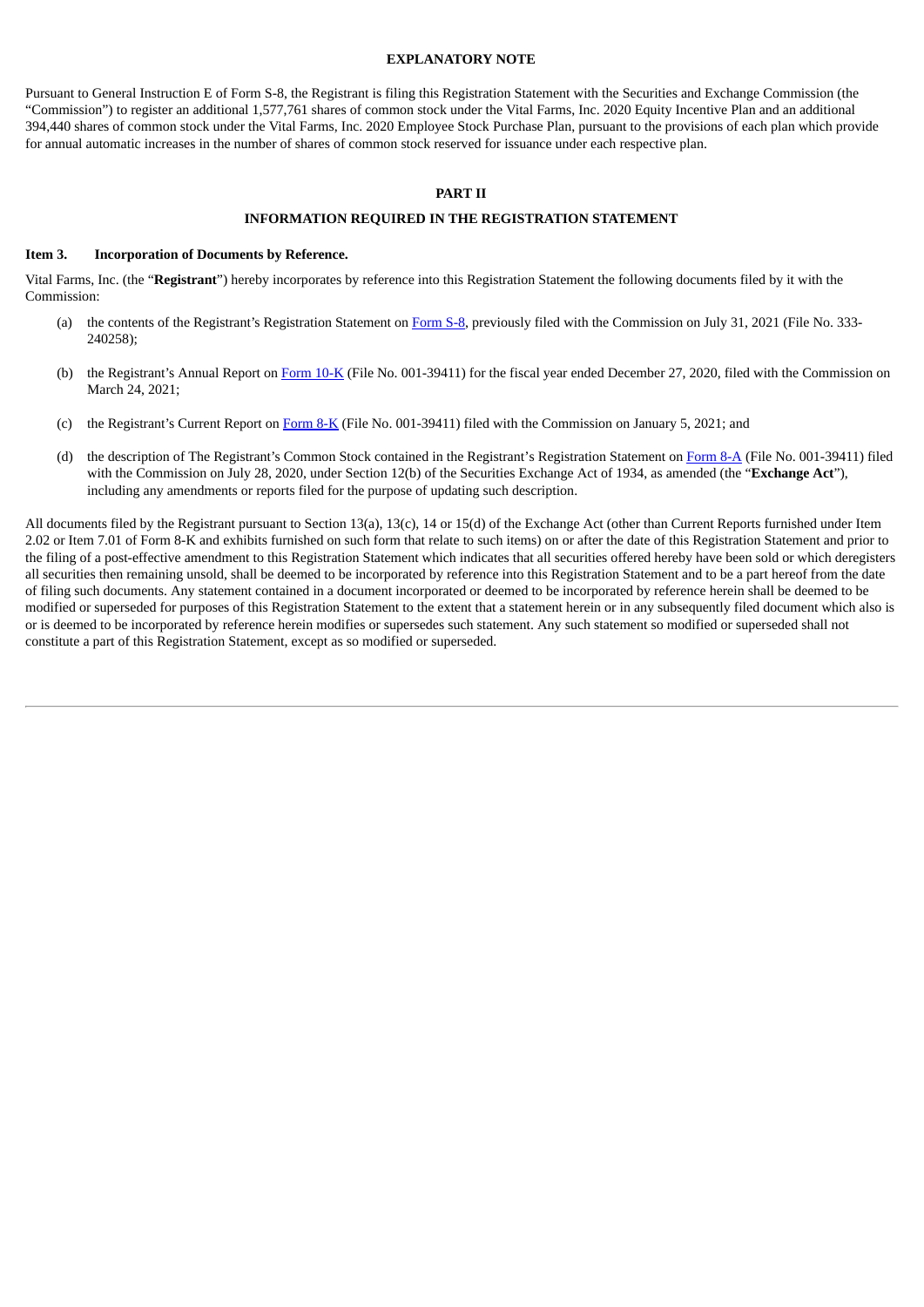## EXPLANATORY NOTE

Pursuant to General Instruction E of Form S-8, the Registrant is filing this Registration Statement with the Securities and Exchange Commission (the "Commission") to register an additional 1,577,761 shares of common stock under the Vital Farms, Inc. 2020 Equity Incentive Plan and an additional 394,440 shares of common stock under the Vital Farms, Inc. 2020 Employee Stock Purchase Plan, pursuant to the provisions of each plan which provide for annual automatic increases in the number of shares of common stock reserved for issuance under each respective plan.

## PART II

## INFORMATION REQUIRED IN THE REGISTRATION STATEMENT

### Item 3. Incorporation of Documents by Reference.

Vital Farms, Inc. (the "**Registrant**") hereby incorporates by reference into this Registration Statement the following documents filed by it with the Commission:

(a) the contents of the Registrant's Registration Statement on Form S-8, previously filed with the Commission on July 31, 2021 (File No. 333-240258);

(b) the Registrant's Annual Report on Form 10-K (File No. 001-39411) for the fiscal year ended December 27, 2020, filed with the Commission on March 24, 2021;

(c) the Registrant's Current Report on Form 8-K (File No. 001-39411) filed with the Commission on January 5, 2021; and

(d) the description of The Registrant's Common Stock contained in the Registrant's Registration Statement on Form 8-A (File No. 001-39411) filed with the Commission on July 28, 2020, under Section 12(b) of the Securities Exchange Act of 1934, as amended (the "**Exchange Act**"), including any amendments or reports filed for the purpose of updating such description.

All documents filed by the Registrant pursuant to Section 13(a), 13(c), 14 or 15(d) of the Exchange Act (other than Current Reports furnished under Item 2.02 or Item 7.01 of Form 8-K and exhibits furnished on such form that relate to such items) on or after the date of this Registration Statement and prior to the filing of a post-effective amendment to this Registration Statement which indicates that all securities offered hereby have been sold or which deregisters all securities then remaining unsold, shall be deemed to be incorporated by reference into this Registration Statement and to be a part hereof from the date of filing such documents. Any statement contained in a document incorporated or deemed to be incorporated by reference herein shall be deemed to be modified or superseded for purposes of this Registration Statement to the extent that a statement herein or in any subsequently filed document which also is or is deemed to be incorporated by reference herein modifies or supersedes such statement. Any such statement so modified or superseded shall not constitute a part of this Registration Statement, except as so modified or superseded.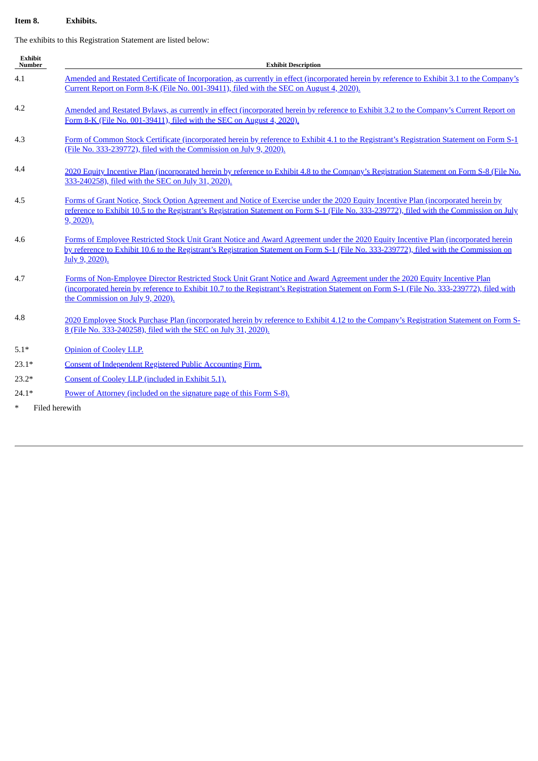**Item 8. Exhibits.**

The exhibits to this Registration Statement are listed below:

| Exhibit Number | Exhibit Description |
|---|---|
| 4.1 | Amended and Restated Certificate of Incorporation, as currently in effect (incorporated herein by reference to Exhibit 3.1 to the Company's Current Report on Form 8-K (File No. 001-39411), filed with the SEC on August 4, 2020). |
| 4.2 | Amended and Restated Bylaws, as currently in effect (incorporated herein by reference to Exhibit 3.2 to the Company's Current Report on Form 8-K (File No. 001-39411), filed with the SEC on August 4, 2020). |
| 4.3 | Form of Common Stock Certificate (incorporated herein by reference to Exhibit 4.1 to the Registrant's Registration Statement on Form S-1 (File No. 333-239772), filed with the Commission on July 9, 2020). |
| 4.4 | 2020 Equity Incentive Plan (incorporated herein by reference to Exhibit 4.8 to the Company's Registration Statement on Form S-8 (File No. 333-240258), filed with the SEC on July 31, 2020). |
| 4.5 | Forms of Grant Notice, Stock Option Agreement and Notice of Exercise under the 2020 Equity Incentive Plan (incorporated herein by reference to Exhibit 10.5 to the Registrant's Registration Statement on Form S-1 (File No. 333-239772), filed with the Commission on July 9, 2020). |
| 4.6 | Forms of Employee Restricted Stock Unit Grant Notice and Award Agreement under the 2020 Equity Incentive Plan (incorporated herein by reference to Exhibit 10.6 to the Registrant's Registration Statement on Form S-1 (File No. 333-239772), filed with the Commission on July 9, 2020). |
| 4.7 | Forms of Non-Employee Director Restricted Stock Unit Grant Notice and Award Agreement under the 2020 Equity Incentive Plan (incorporated herein by reference to Exhibit 10.7 to the Registrant's Registration Statement on Form S-1 (File No. 333-239772), filed with the Commission on July 9, 2020). |
| 4.8 | 2020 Employee Stock Purchase Plan (incorporated herein by reference to Exhibit 4.12 to the Company's Registration Statement on Form S-8 (File No. 333-240258), filed with the SEC on July 31, 2020). |
| 5.1* | Opinion of Cooley LLP. |
| 23.1* | Consent of Independent Registered Public Accounting Firm. |
| 23.2* | Consent of Cooley LLP (included in Exhibit 5.1). |
| 24.1* | Power of Attorney (included on the signature page of this Form S-8). |

\* Filed herewith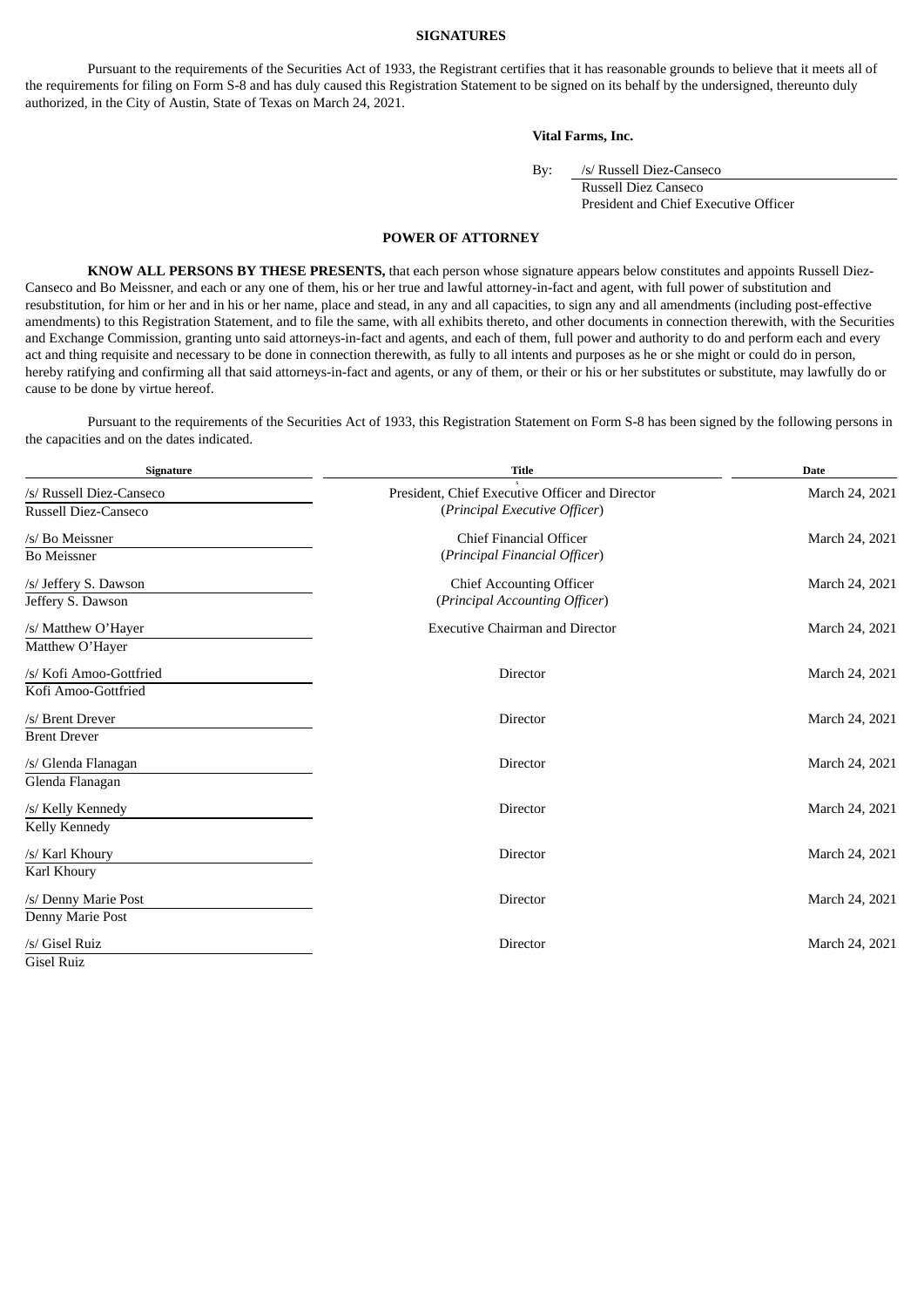## SIGNATURES

Pursuant to the requirements of the Securities Act of 1933, the Registrant certifies that it has reasonable grounds to believe that it meets all of the requirements for filing on Form S-8 and has duly caused this Registration Statement to be signed on its behalf by the undersigned, thereunto duly authorized, in the City of Austin, State of Texas on March 24, 2021.

**Vital Farms, Inc.**

By: /s/ Russell Diez-Canseco
Russell Diez Canseco
President and Chief Executive Officer

## POWER OF ATTORNEY

**KNOW ALL PERSONS BY THESE PRESENTS,** that each person whose signature appears below constitutes and appoints Russell Diez-Canseco and Bo Meissner, and each or any one of them, his or her true and lawful attorney-in-fact and agent, with full power of substitution and resubstitution, for him or her and in his or her name, place and stead, in any and all capacities, to sign any and all amendments (including post-effective amendments) to this Registration Statement, and to file the same, with all exhibits thereto, and other documents in connection therewith, with the Securities and Exchange Commission, granting unto said attorneys-in-fact and agents, and each of them, full power and authority to do and perform each and every act and thing requisite and necessary to be done in connection therewith, as fully to all intents and purposes as he or she might or could do in person, hereby ratifying and confirming all that said attorneys-in-fact and agents, or any of them, or their or his or her substitutes or substitute, may lawfully do or cause to be done by virtue hereof.

Pursuant to the requirements of the Securities Act of 1933, this Registration Statement on Form S-8 has been signed by the following persons in the capacities and on the dates indicated.

| Signature | Title | Date |
|---|---|---|
| /s/ Russell Diez-Canseco<br>Russell Diez-Canseco | President, Chief Executive Officer and Director<br>(*Principal Executive Officer*) | March 24, 2021 |
| /s/ Bo Meissner<br>Bo Meissner | Chief Financial Officer<br>(*Principal Financial Officer*) | March 24, 2021 |
| /s/ Jeffery S. Dawson<br>Jeffery S. Dawson | Chief Accounting Officer<br>(*Principal Accounting Officer*) | March 24, 2021 |
| /s/ Matthew O'Hayer<br>Matthew O'Hayer | Executive Chairman and Director | March 24, 2021 |
| /s/ Kofi Amoo-Gottfried<br>Kofi Amoo-Gottfried | Director | March 24, 2021 |
| /s/ Brent Drever<br>Brent Drever | Director | March 24, 2021 |
| /s/ Glenda Flanagan<br>Glenda Flanagan | Director | March 24, 2021 |
| /s/ Kelly Kennedy<br>Kelly Kennedy | Director | March 24, 2021 |
| /s/ Karl Khoury<br>Karl Khoury | Director | March 24, 2021 |
| /s/ Denny Marie Post<br>Denny Marie Post | Director | March 24, 2021 |
| /s/ Gisel Ruiz<br>Gisel Ruiz | Director | March 24, 2021 |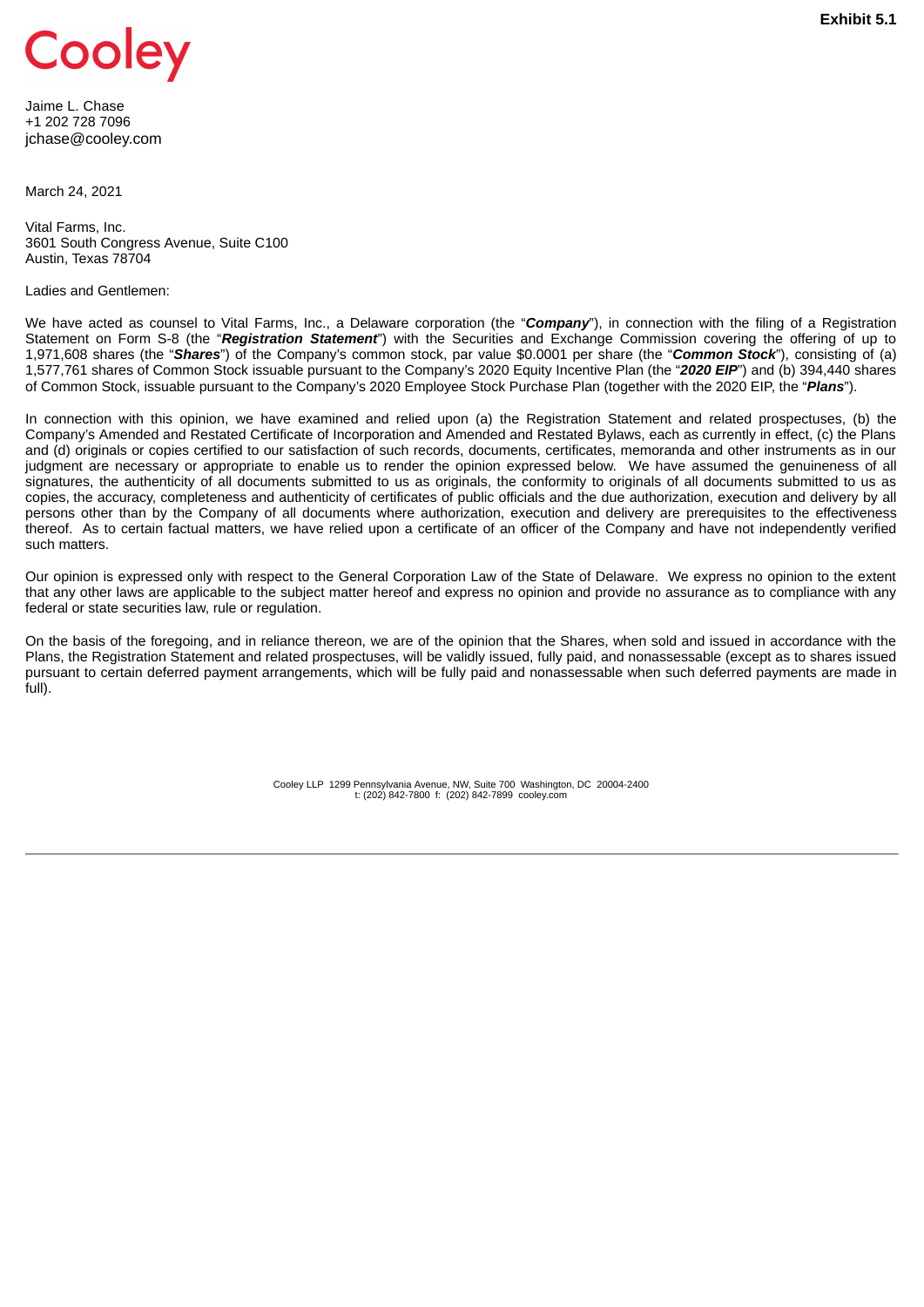**Exhibit 5.1**

Cooley

Jaime L. Chase
+1 202 728 7096
jchase@cooley.com

March 24, 2021

Vital Farms, Inc.
3601 South Congress Avenue, Suite C100
Austin, Texas 78704

Ladies and Gentlemen:

We have acted as counsel to Vital Farms, Inc., a Delaware corporation (the "***Company***"), in connection with the filing of a Registration Statement on Form S-8 (the "***Registration Statement***") with the Securities and Exchange Commission covering the offering of up to 1,971,608 shares (the "***Shares***") of the Company's common stock, par value $0.0001 per share (the "***Common Stock***"), consisting of (a) 1,577,761 shares of Common Stock issuable pursuant to the Company's 2020 Equity Incentive Plan (the "***2020 EIP***") and (b) 394,440 shares of Common Stock, issuable pursuant to the Company's 2020 Employee Stock Purchase Plan (together with the 2020 EIP, the "***Plans***").

In connection with this opinion, we have examined and relied upon (a) the Registration Statement and related prospectuses, (b) the Company's Amended and Restated Certificate of Incorporation and Amended and Restated Bylaws, each as currently in effect, (c) the Plans and (d) originals or copies certified to our satisfaction of such records, documents, certificates, memoranda and other instruments as in our judgment are necessary or appropriate to enable us to render the opinion expressed below. We have assumed the genuineness of all signatures, the authenticity of all documents submitted to us as originals, the conformity to originals of all documents submitted to us as copies, the accuracy, completeness and authenticity of certificates of public officials and the due authorization, execution and delivery by all persons other than by the Company of all documents where authorization, execution and delivery are prerequisites to the effectiveness thereof. As to certain factual matters, we have relied upon a certificate of an officer of the Company and have not independently verified such matters.

Our opinion is expressed only with respect to the General Corporation Law of the State of Delaware. We express no opinion to the extent that any other laws are applicable to the subject matter hereof and express no opinion and provide no assurance as to compliance with any federal or state securities law, rule or regulation.

On the basis of the foregoing, and in reliance thereon, we are of the opinion that the Shares, when sold and issued in accordance with the Plans, the Registration Statement and related prospectuses, will be validly issued, fully paid, and nonassessable (except as to shares issued pursuant to certain deferred payment arrangements, which will be fully paid and nonassessable when such deferred payments are made in full).

Cooley LLP 1299 Pennsylvania Avenue, NW, Suite 700 Washington, DC 20004-2400
t: (202) 842-7800 f: (202) 842-7899 cooley.com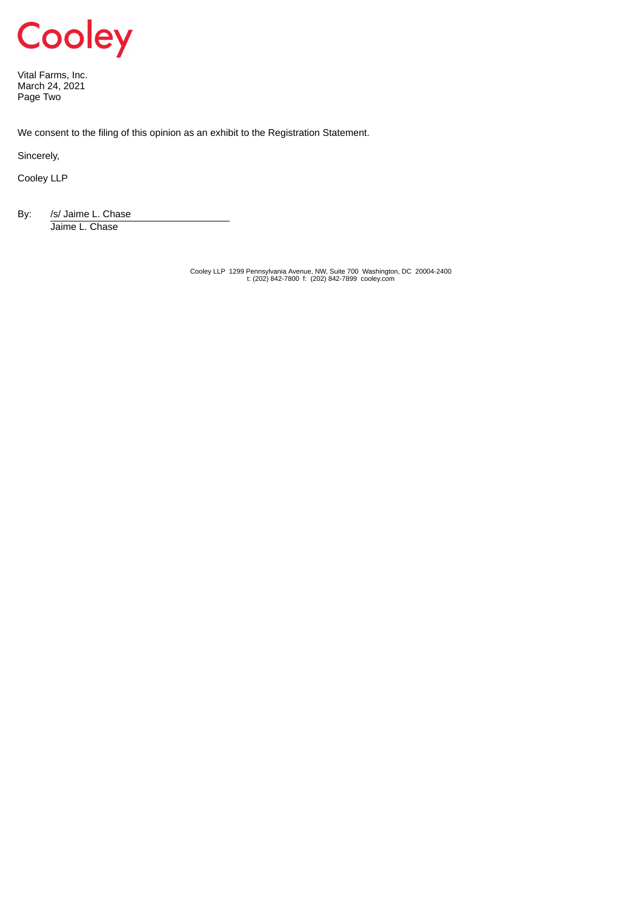We consent to the filing of this opinion as an exhibit to the Registration Statement.

Sincerely,

Cooley LLP

By: /s/ Jaime L. Chase
Jaime L. Chase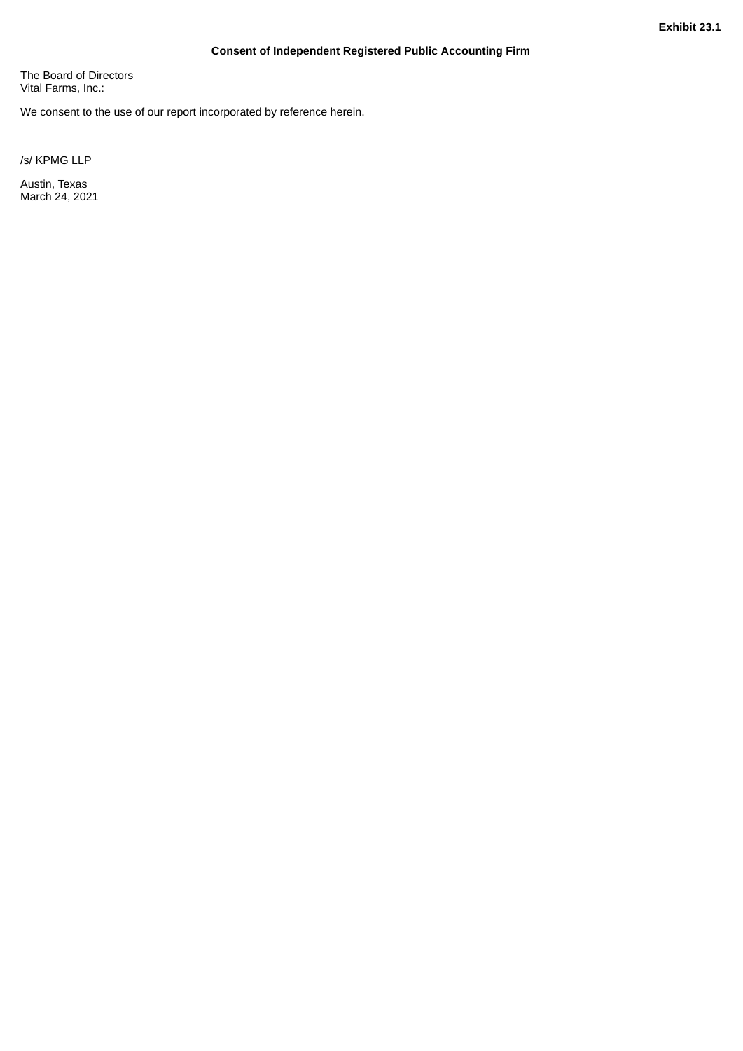**Exhibit 23.1**

**Consent of Independent Registered Public Accounting Firm**

The Board of Directors
Vital Farms, Inc.:

We consent to the use of our report incorporated by reference herein.

/s/ KPMG LLP

Austin, Texas
March 24, 2021